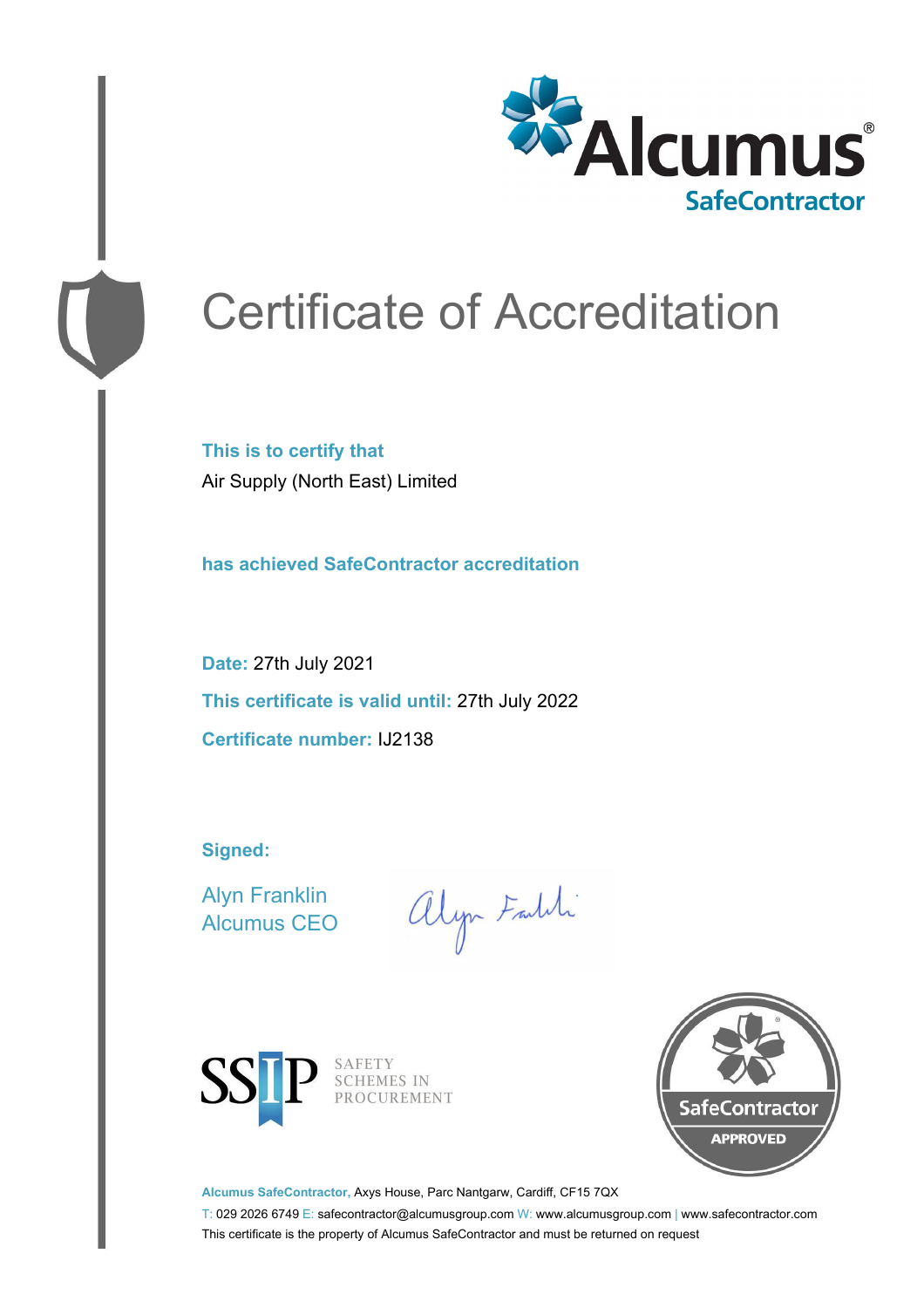# Certificate of Accreditation

**This is to certify that**

Air Supply (North East) Limited

**has achieved SafeContractor accreditation**

**Date:** 27th July 2021

**This certificate is valid until:** 27th July 2022

**Certificate number:** IJ2138

**Signed:**

Alyn Franklin
Alcumus CEO

**Alcumus SafeContractor,** Axys House, Parc Nantgarw, Cardiff, CF15 7QX

T: 029 2026 6749 E: safecontractor@alcumusgroup.com W: www.alcumusgroup.com | www.safecontractor.com

This certificate is the property of Alcumus SafeContractor and must be returned on request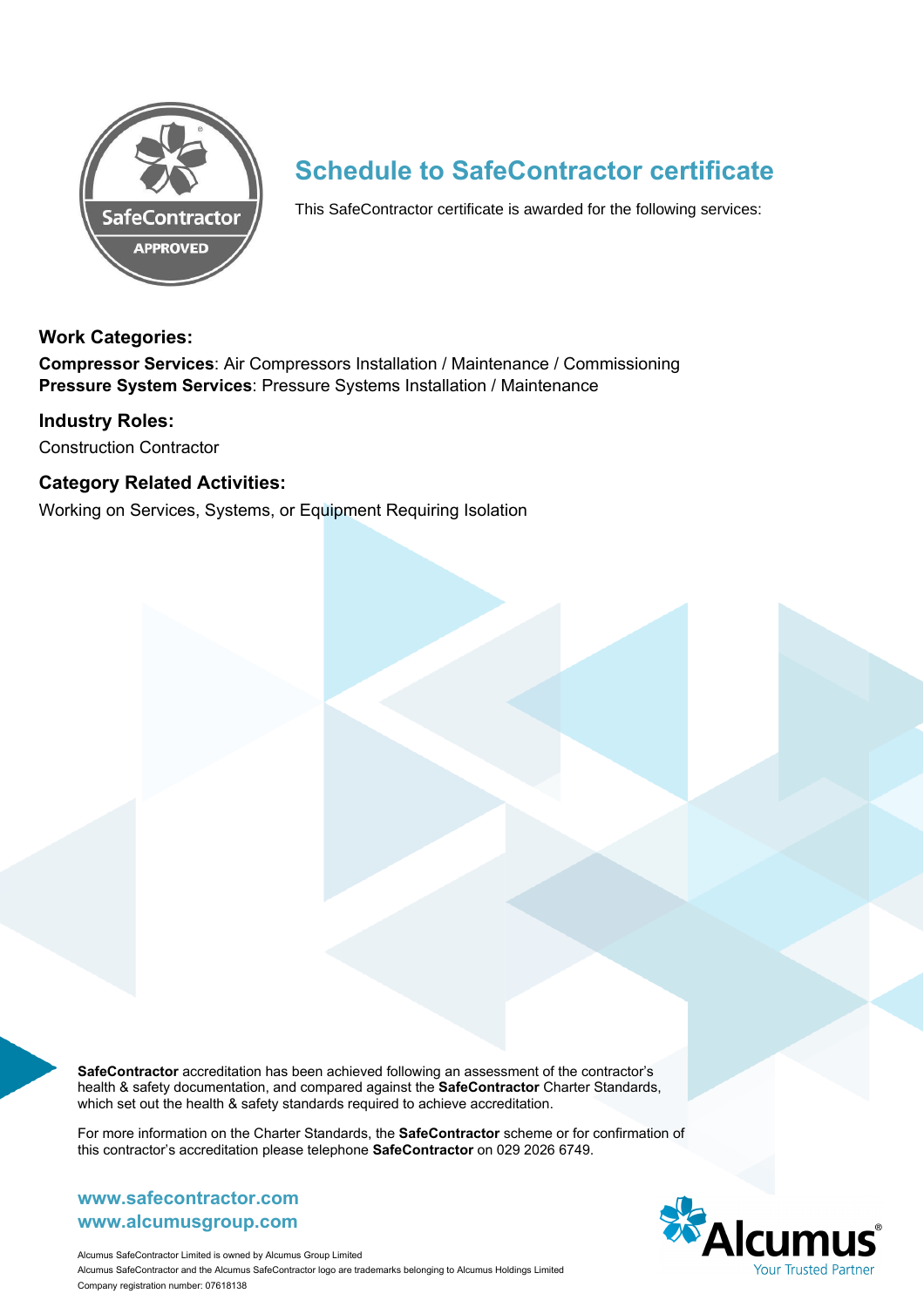# Schedule to SafeContractor certificate

This SafeContractor certificate is awarded for the following services:

## Work Categories:

**Compressor Services**: Air Compressors Installation / Maintenance / Commissioning
**Pressure System Services**: Pressure Systems Installation / Maintenance

## Industry Roles:

Construction Contractor

## Category Related Activities:

Working on Services, Systems, or Equipment Requiring Isolation

**SafeContractor** accreditation has been achieved following an assessment of the contractor's health & safety documentation, and compared against the **SafeContractor** Charter Standards, which set out the health & safety standards required to achieve accreditation.

For more information on the Charter Standards, the **SafeContractor** scheme or for confirmation of this contractor's accreditation please telephone **SafeContractor** on 029 2026 6749.

**www.safecontractor.com**
**www.alcumusgroup.com**

Alcumus SafeContractor Limited is owned by Alcumus Group Limited
Alcumus SafeContractor and the Alcumus SafeContractor logo are trademarks belonging to Alcumus Holdings Limited
Company registration number: 07618138

Alcumus® Your Trusted Partner